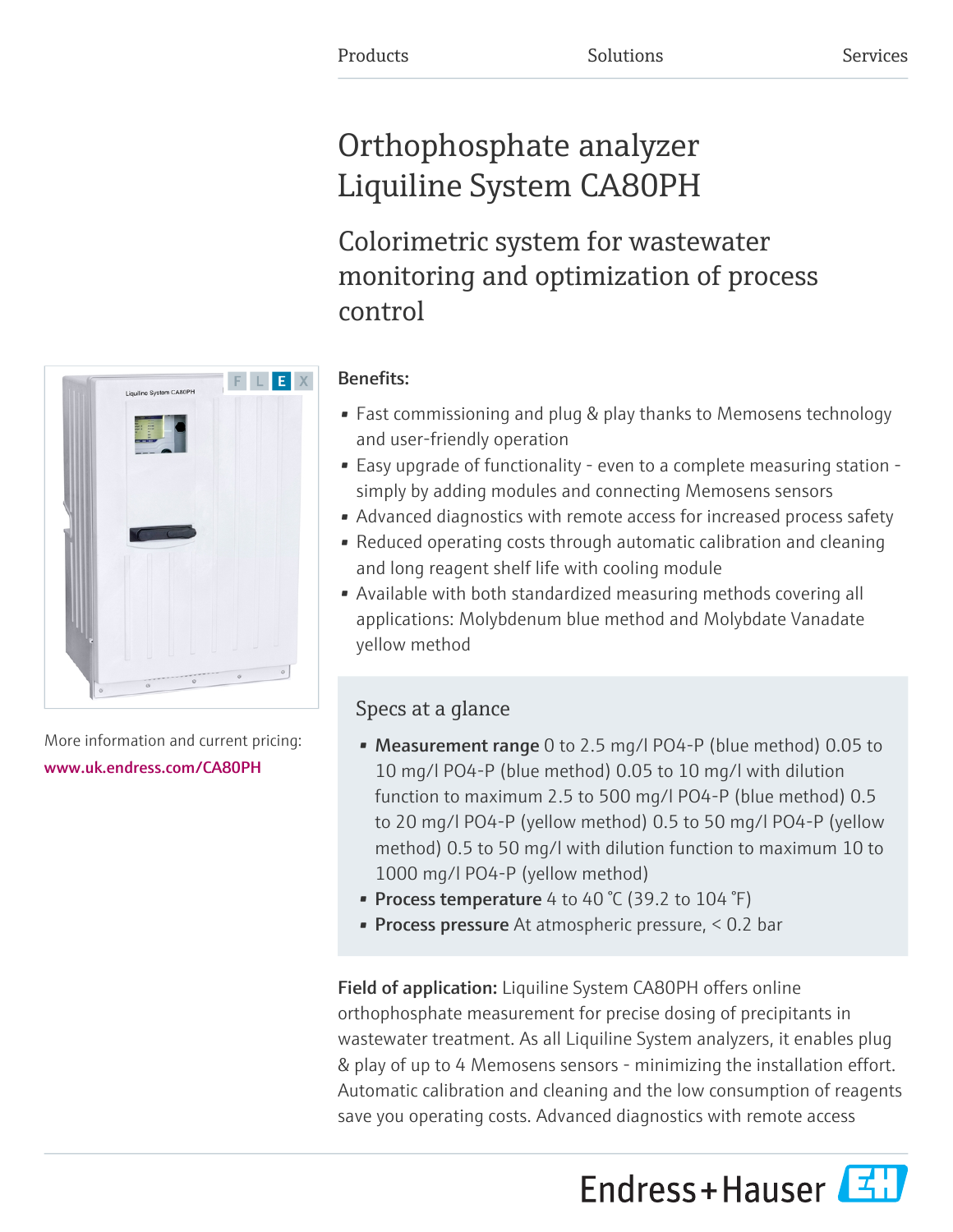Products Solutions Services

# Orthophosphate analyzer Liquiline System CA80PH

## Colorimetric system for wastewater monitoring and optimization of process control

More information and current pricing:
www.uk.endress.com/CA80PH

**Benefits:**

- Fast commissioning and plug & play thanks to Memosens technology and user-friendly operation
- Easy upgrade of functionality - even to a complete measuring station - simply by adding modules and connecting Memosens sensors
- Advanced diagnostics with remote access for increased process safety
- Reduced operating costs through automatic calibration and cleaning and long reagent shelf life with cooling module
- Available with both standardized measuring methods covering all applications: Molybdenum blue method and Molybdate Vanadate yellow method

### Specs at a glance

- **Measurement range** 0 to 2.5 mg/l PO4-P (blue method) 0.05 to 10 mg/l PO4-P (blue method) 0.05 to 10 mg/l with dilution function to maximum 2.5 to 500 mg/l PO4-P (blue method) 0.5 to 20 mg/l PO4-P (yellow method) 0.5 to 50 mg/l PO4-P (yellow method) 0.5 to 50 mg/l with dilution function to maximum 10 to 1000 mg/l PO4-P (yellow method)
- **Process temperature** 4 to 40 °C (39.2 to 104 °F)
- **Process pressure** At atmospheric pressure, < 0.2 bar

**Field of application:** Liquiline System CA80PH offers online orthophosphate measurement for precise dosing of precipitants in wastewater treatment. As all Liquiline System analyzers, it enables plug & play of up to 4 Memosens sensors - minimizing the installation effort. Automatic calibration and cleaning and the low consumption of reagents save you operating costs. Advanced diagnostics with remote access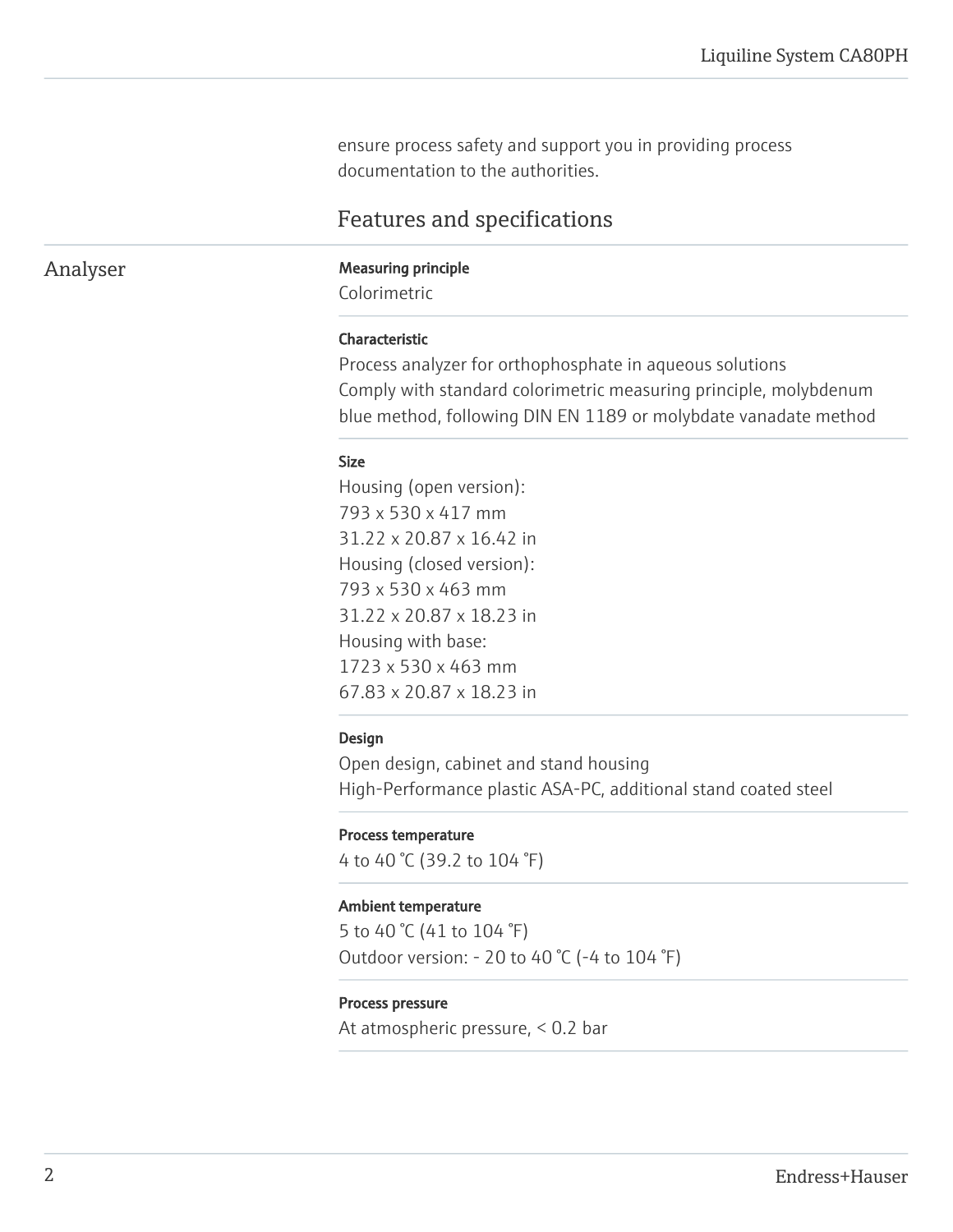ensure process safety and support you in providing process documentation to the authorities.

## Features and specifications

### Analyser

**Measuring principle**

Colorimetric

**Characteristic**

Process analyzer for orthophosphate in aqueous solutions
Comply with standard colorimetric measuring principle, molybdenum blue method, following DIN EN 1189 or molybdate vanadate method

**Size**

Housing (open version):
793 x 530 x 417 mm
31.22 x 20.87 x 16.42 in
Housing (closed version):
793 x 530 x 463 mm
31.22 x 20.87 x 18.23 in
Housing with base:
1723 x 530 x 463 mm
67.83 x 20.87 x 18.23 in

**Design**

Open design, cabinet and stand housing
High-Performance plastic ASA-PC, additional stand coated steel

**Process temperature**

4 to 40 °C (39.2 to 104 °F)

**Ambient temperature**

5 to 40 °C (41 to 104 °F)
Outdoor version: - 20 to 40 °C (-4 to 104 °F)

**Process pressure**

At atmospheric pressure, < 0.2 bar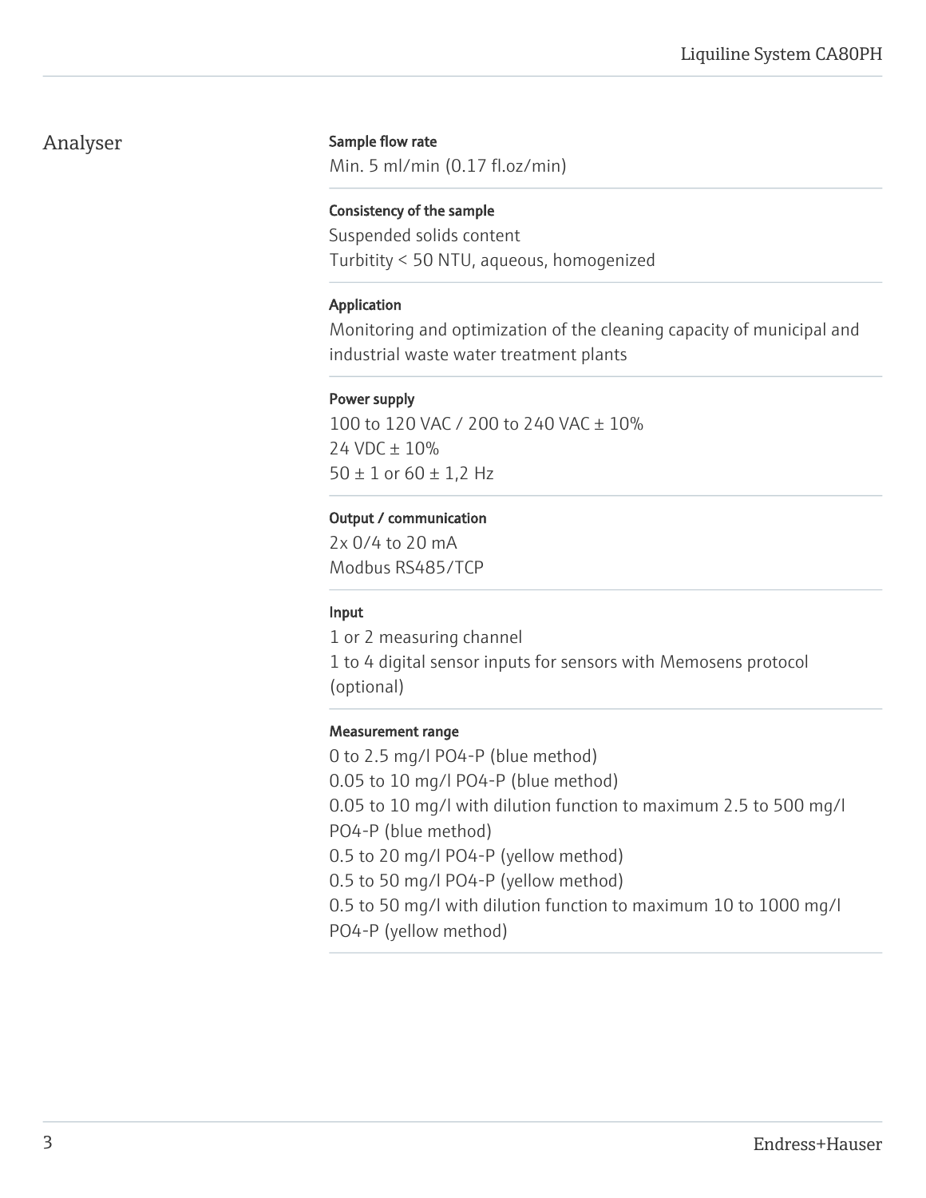## Analyser

### Sample flow rate

Min. 5 ml/min (0.17 fl.oz/min)

### Consistency of the sample

Suspended solids content
Turbitity < 50 NTU, aqueous, homogenized

### Application

Monitoring and optimization of the cleaning capacity of municipal and industrial waste water treatment plants

### Power supply

100 to 120 VAC / 200 to 240 VAC ± 10%
24 VDC ± 10%
50 ± 1 or 60 ± 1,2 Hz

### Output / communication

2x 0/4 to 20 mA
Modbus RS485/TCP

### Input

1 or 2 measuring channel
1 to 4 digital sensor inputs for sensors with Memosens protocol (optional)

### Measurement range

0 to 2.5 mg/l $PO_4$-P (blue method)
0.05 to 10 mg/l $PO_4$-P (blue method)
0.05 to 10 mg/l with dilution function to maximum 2.5 to 500 mg/l $PO_4$-P (blue method)
0.5 to 20 mg/l $PO_4$-P (yellow method)
0.5 to 50 mg/l $PO_4$-P (yellow method)
0.5 to 50 mg/l with dilution function to maximum 10 to 1000 mg/l $PO_4$-P (yellow method)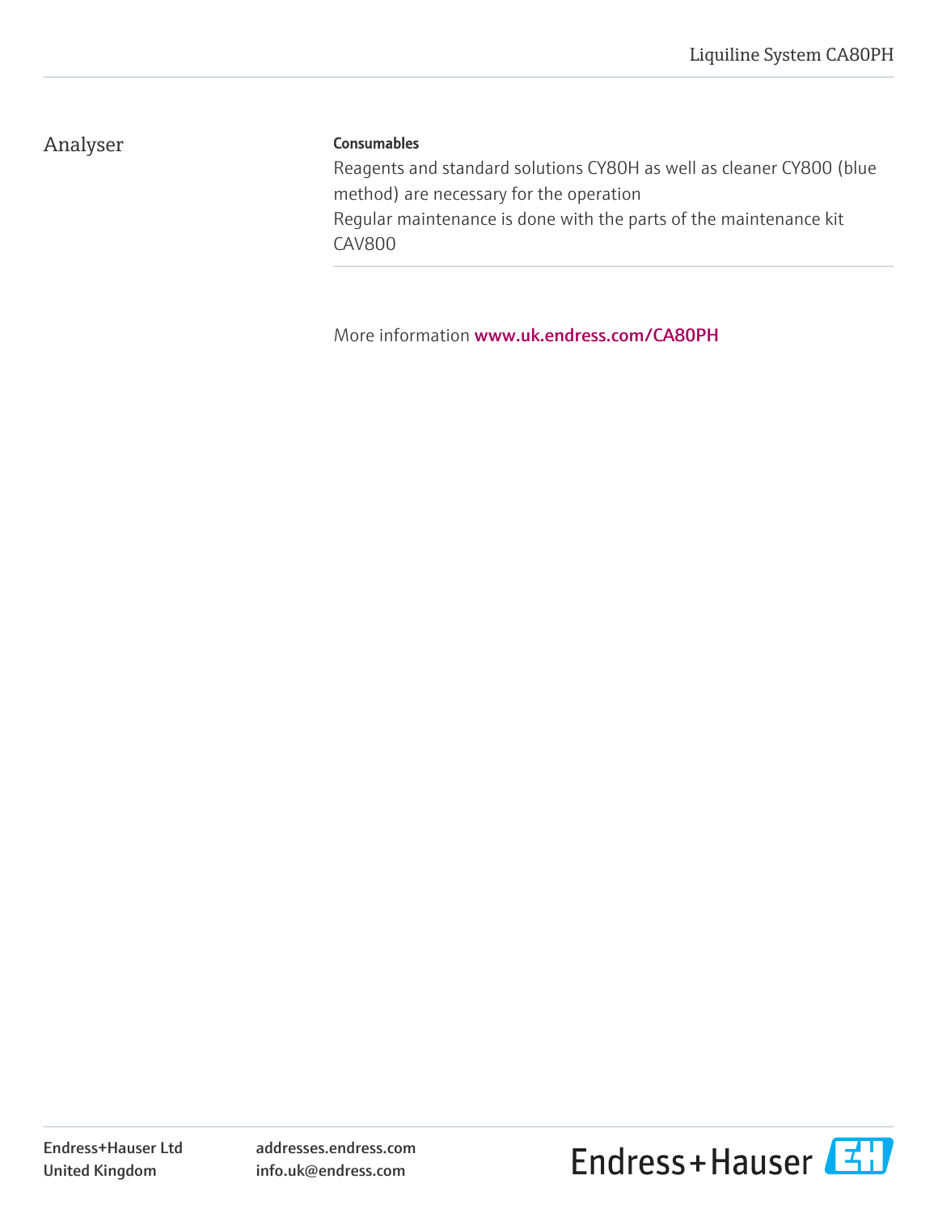## Analyser

**Consumables**

Reagents and standard solutions CY80H as well as cleaner CY800 (blue method) are necessary for the operation

Regular maintenance is done with the parts of the maintenance kit CAV800

More information **www.uk.endress.com/CA80PH**

Endress+Hauser Ltd
United Kingdom

addresses.endress.com
info.uk@endress.com

Endress+Hauser